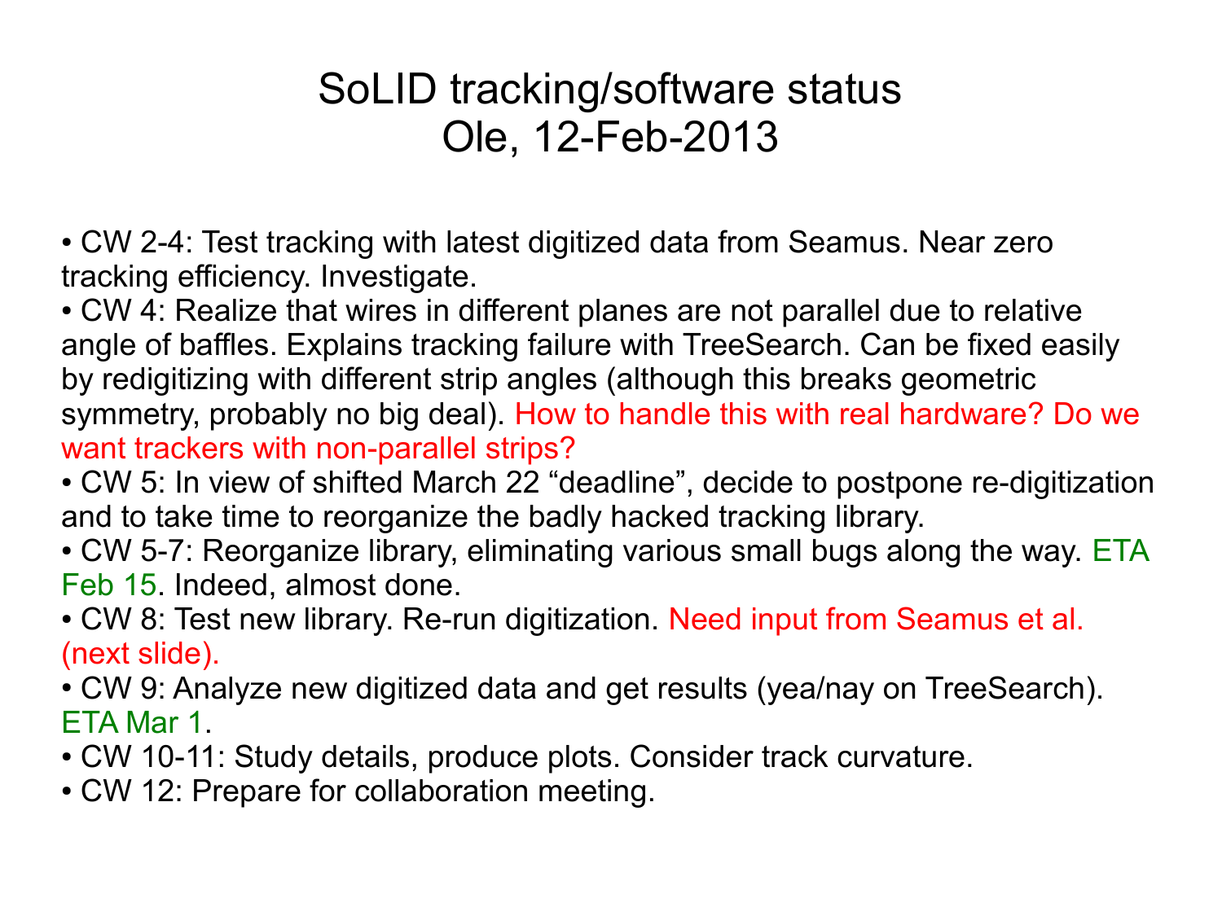# SoLID tracking/software status
# Ole, 12-Feb-2013

- CW 2-4: Test tracking with latest digitized data from Seamus. Near zero tracking efficiency. Investigate.
- CW 4: Realize that wires in different planes are not parallel due to relative angle of baffles. Explains tracking failure with TreeSearch. Can be fixed easily by redigitizing with different strip angles (although this breaks geometric symmetry, probably no big deal). How to handle this with real hardware? Do we want trackers with non-parallel strips?
- CW 5: In view of shifted March 22 "deadline", decide to postpone re-digitization and to take time to reorganize the badly hacked tracking library.
- CW 5-7: Reorganize library, eliminating various small bugs along the way. ETA Feb 15. Indeed, almost done.
- CW 8: Test new library. Re-run digitization. Need input from Seamus et al. (next slide).
- CW 9: Analyze new digitized data and get results (yea/nay on TreeSearch). ETA Mar 1.
- CW 10-11: Study details, produce plots. Consider track curvature.
- CW 12: Prepare for collaboration meeting.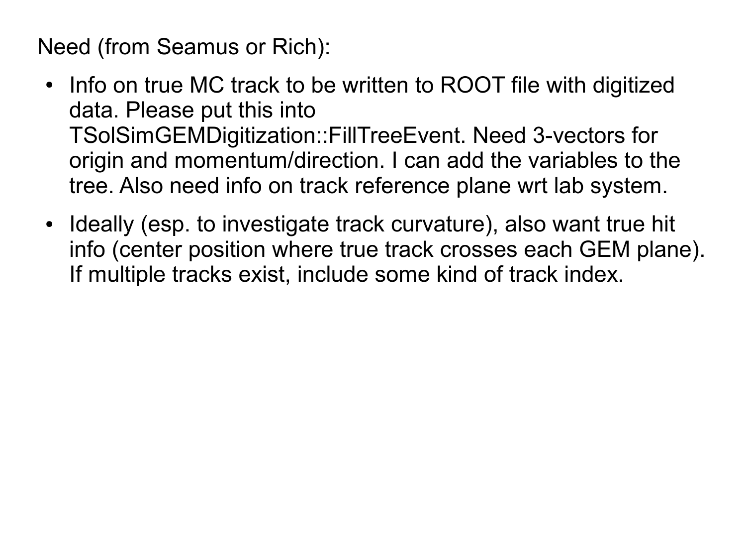Need (from Seamus or Rich):

- Info on true MC track to be written to ROOT file with digitized data. Please put this into TSolSimGEMDigitization::FillTreeEvent. Need 3-vectors for origin and momentum/direction. I can add the variables to the tree. Also need info on track reference plane wrt lab system.
- Ideally (esp. to investigate track curvature), also want true hit info (center position where true track crosses each GEM plane). If multiple tracks exist, include some kind of track index.